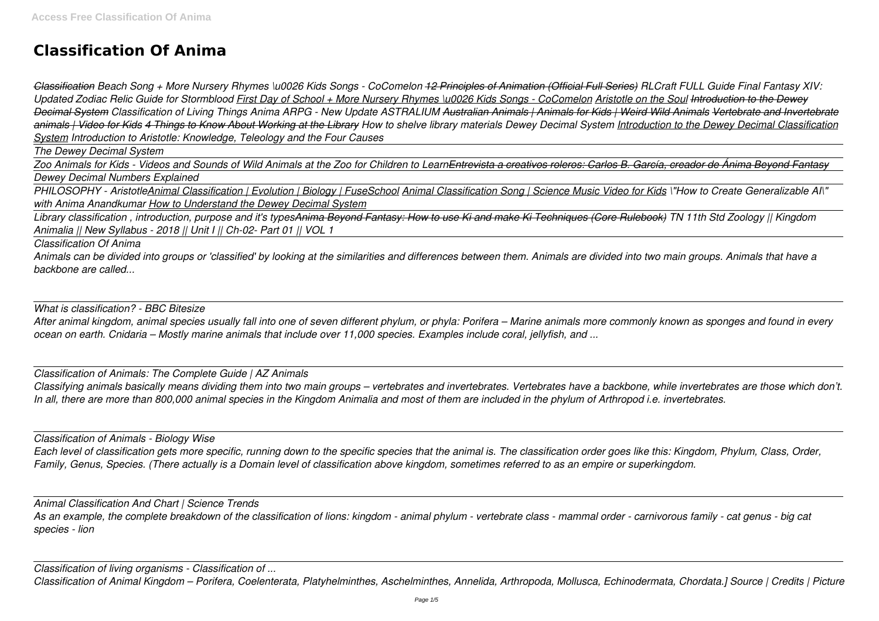# Classification Of Anima

*~~Classification~~ Beach Song + More Nursery Rhymes \u0026 Kids Songs - CoComelon ~~12 Principles of Animation (Official Full Series)~~ RLCraft FULL Guide Final Fantasy XIV: Updated Zodiac Relic Guide for Stormblood First Day of School + More Nursery Rhymes \u0026 Kids Songs - CoComelon Aristotle on the Soul ~~Introduction to the Dewey Decimal System~~ Classification of Living Things Anima ARPG - New Update ASTRALIUM ~~Australian Animals | Animals for Kids | Weird Wild Animals~~ ~~Vertebrate and Invertebrate animals | Video for Kids~~ ~~4 Things to Know About Working at the Library~~ How to shelve library materials Dewey Decimal System Introduction to the Dewey Decimal Classification System Introduction to Aristotle: Knowledge, Teleology and the Four Causes*

*The Dewey Decimal System*

*Zoo Animals for Kids - Videos and Sounds of Wild Animals at the Zoo for Children to Learn~~Entrevista a creativos roleros: Carlos B. García, creador de Ánima Beyond Fantasy~~*

*Dewey Decimal Numbers Explained*

*PHILOSOPHY - AristotleAnimal Classification | Evolution | Biology | FuseSchool Animal Classification Song | Science Music Video for Kids \"How to Create Generalizable AI\" with Anima Anandkumar How to Understand the Dewey Decimal System*

*Library classification , introduction, purpose and it's types~~Anima Beyond Fantasy: How to use Ki and make Ki Techniques (Core Rulebook)~~ TN 11th Std Zoology || Kingdom Animalia || New Syllabus - 2018 || Unit I || Ch-02- Part 01 || VOL 1*

*Classification Of Anima*

*Animals can be divided into groups or 'classified' by looking at the similarities and differences between them. Animals are divided into two main groups. Animals that have a backbone are called...*

*What is classification? - BBC Bitesize*

*After animal kingdom, animal species usually fall into one of seven different phylum, or phyla: Porifera – Marine animals more commonly known as sponges and found in every ocean on earth. Cnidaria – Mostly marine animals that include over 11,000 species. Examples include coral, jellyfish, and ...*

*Classification of Animals: The Complete Guide | AZ Animals*

*Classifying animals basically means dividing them into two main groups – vertebrates and invertebrates. Vertebrates have a backbone, while invertebrates are those which don't. In all, there are more than 800,000 animal species in the Kingdom Animalia and most of them are included in the phylum of Arthropod i.e. invertebrates.*

*Classification of Animals - Biology Wise*

*Each level of classification gets more specific, running down to the specific species that the animal is. The classification order goes like this: Kingdom, Phylum, Class, Order, Family, Genus, Species. (There actually is a Domain level of classification above kingdom, sometimes referred to as an empire or superkingdom.*

*Animal Classification And Chart | Science Trends*

*As an example, the complete breakdown of the classification of lions: kingdom - animal phylum - vertebrate class - mammal order - carnivorous family - cat genus - big cat species - lion*

*Classification of living organisms - Classification of ...*

*Classification of Animal Kingdom – Porifera, Coelenterata, Platyhelminthes, Aschelminthes, Annelida, Arthropoda, Mollusca, Echinodermata, Chordata.] Source | Credits | Picture*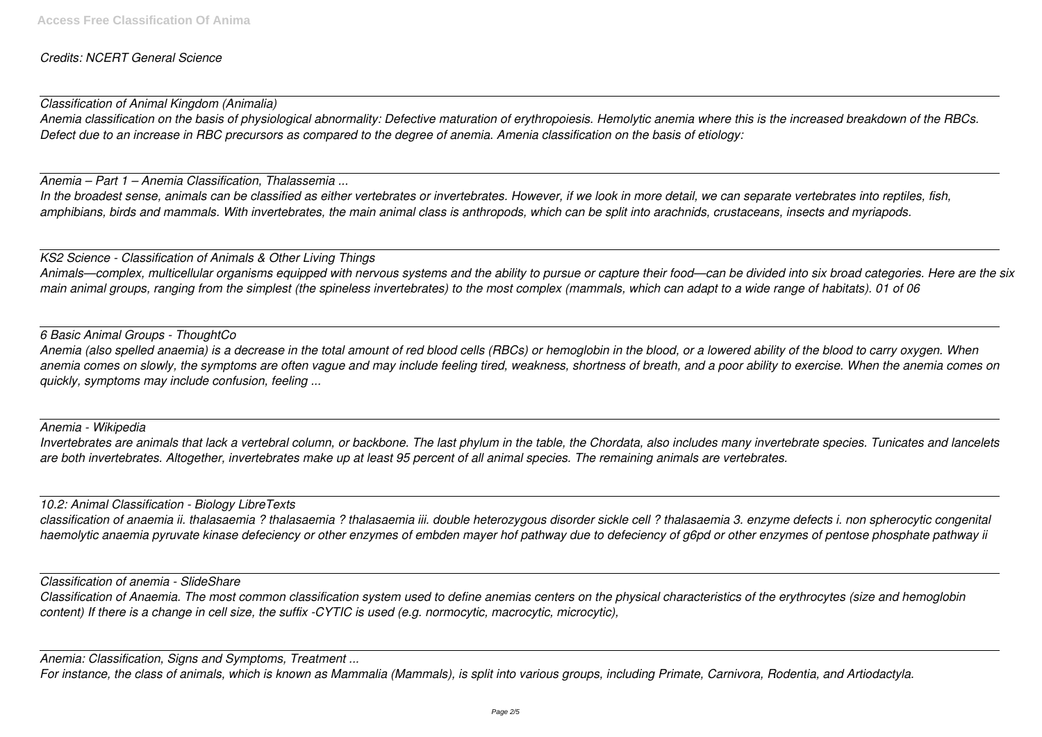*Credits: NCERT General Science*

*Classification of Animal Kingdom (Animalia)*

*Anemia classification on the basis of physiological abnormality: Defective maturation of erythropoiesis. Hemolytic anemia where this is the increased breakdown of the RBCs. Defect due to an increase in RBC precursors as compared to the degree of anemia. Amenia classification on the basis of etiology:*

*Anemia – Part 1 – Anemia Classification, Thalassemia ...*

*In the broadest sense, animals can be classified as either vertebrates or invertebrates. However, if we look in more detail, we can separate vertebrates into reptiles, fish, amphibians, birds and mammals. With invertebrates, the main animal class is anthropods, which can be split into arachnids, crustaceans, insects and myriapods.*

*KS2 Science - Classification of Animals & Other Living Things*

*Animals—complex, multicellular organisms equipped with nervous systems and the ability to pursue or capture their food—can be divided into six broad categories. Here are the six main animal groups, ranging from the simplest (the spineless invertebrates) to the most complex (mammals, which can adapt to a wide range of habitats). 01 of 06*

*6 Basic Animal Groups - ThoughtCo*

*Anemia (also spelled anaemia) is a decrease in the total amount of red blood cells (RBCs) or hemoglobin in the blood, or a lowered ability of the blood to carry oxygen. When anemia comes on slowly, the symptoms are often vague and may include feeling tired, weakness, shortness of breath, and a poor ability to exercise. When the anemia comes on quickly, symptoms may include confusion, feeling ...*

*Anemia - Wikipedia*

*Invertebrates are animals that lack a vertebral column, or backbone. The last phylum in the table, the Chordata, also includes many invertebrate species. Tunicates and lancelets are both invertebrates. Altogether, invertebrates make up at least 95 percent of all animal species. The remaining animals are vertebrates.*

*10.2: Animal Classification - Biology LibreTexts*

*classification of anaemia ii. thalasaemia ? thalasaemia ? thalasaemia iii. double heterozygous disorder sickle cell ? thalasaemia 3. enzyme defects i. non spherocytic congenital haemolytic anaemia pyruvate kinase defeciency or other enzymes of embden mayer hof pathway due to defeciency of g6pd or other enzymes of pentose phosphate pathway ii*

*Classification of anemia - SlideShare*

*Classification of Anaemia. The most common classification system used to define anemias centers on the physical characteristics of the erythrocytes (size and hemoglobin content) If there is a change in cell size, the suffix -CYTIC is used (e.g. normocytic, macrocytic, microcytic),*

*Anemia: Classification, Signs and Symptoms, Treatment ...*

*For instance, the class of animals, which is known as Mammalia (Mammals), is split into various groups, including Primate, Carnivora, Rodentia, and Artiodactyla.*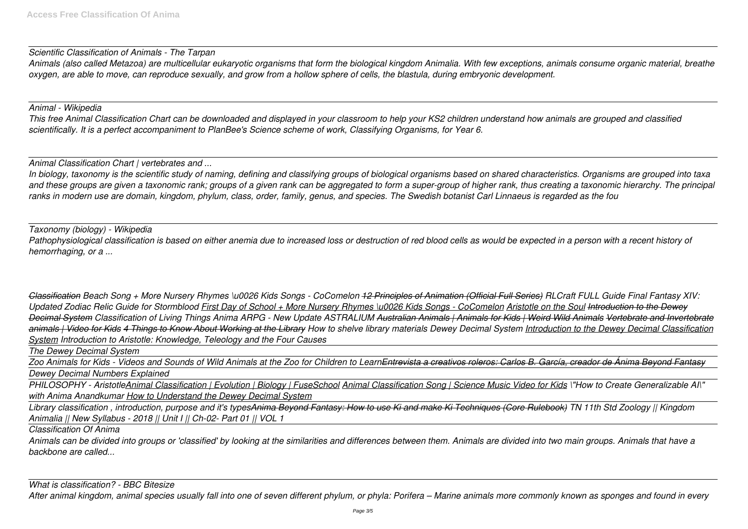*Scientific Classification of Animals - The Tarpan*

*Animals (also called Metazoa) are multicellular eukaryotic organisms that form the biological kingdom Animalia. With few exceptions, animals consume organic material, breathe oxygen, are able to move, can reproduce sexually, and grow from a hollow sphere of cells, the blastula, during embryonic development.*

*Animal - Wikipedia*

*This free Animal Classification Chart can be downloaded and displayed in your classroom to help your KS2 children understand how animals are grouped and classified scientifically. It is a perfect accompaniment to PlanBee's Science scheme of work, Classifying Organisms, for Year 6.*

*Animal Classification Chart | vertebrates and ...*

*In biology, taxonomy is the scientific study of naming, defining and classifying groups of biological organisms based on shared characteristics. Organisms are grouped into taxa and these groups are given a taxonomic rank; groups of a given rank can be aggregated to form a super-group of higher rank, thus creating a taxonomic hierarchy. The principal ranks in modern use are domain, kingdom, phylum, class, order, family, genus, and species. The Swedish botanist Carl Linnaeus is regarded as the fou*

*Taxonomy (biology) - Wikipedia*

*Pathophysiological classification is based on either anemia due to increased loss or destruction of red blood cells as would be expected in a person with a recent history of hemorrhaging, or a ...*

*~~Classification~~ Beach Song + More Nursery Rhymes \u0026 Kids Songs - CoComelon ~~12 Principles of Animation (Official Full Series)~~ RLCraft FULL Guide Final Fantasy XIV: Updated Zodiac Relic Guide for Stormblood First Day of School + More Nursery Rhymes \u0026 Kids Songs - CoComelon Aristotle on the Soul ~~Introduction to the Dewey Decimal System~~ Classification of Living Things Anima ARPG - New Update ASTRALIUM ~~Australian Animals | Animals for Kids | Weird Wild Animals~~ ~~Vertebrate and Invertebrate animals | Video for Kids~~ 4 Things to Know About Working at the Library How to shelve library materials Dewey Decimal System Introduction to the Dewey Decimal Classification System Introduction to Aristotle: Knowledge, Teleology and the Four Causes*

*The Dewey Decimal System*

*Zoo Animals for Kids - Videos and Sounds of Wild Animals at the Zoo for Children to Learn~~Entrevista a creativos roleros: Carlos B. García, creador de Ánima Beyond Fantasy~~*

*Dewey Decimal Numbers Explained*

*PHILOSOPHY - AristotleAnimal Classification | Evolution | Biology | FuseSchool Animal Classification Song | Science Music Video for Kids \"How to Create Generalizable AI\" with Anima Anandkumar How to Understand the Dewey Decimal System*

*Library classification , introduction, purpose and it's types~~Anima Beyond Fantasy: How to use Ki and make Ki Techniques (Core Rulebook)~~ TN 11th Std Zoology || Kingdom Animalia || New Syllabus - 2018 || Unit I || Ch-02- Part 01 || VOL 1*

*Classification Of Anima*

*Animals can be divided into groups or 'classified' by looking at the similarities and differences between them. Animals are divided into two main groups. Animals that have a backbone are called...*

*What is classification? - BBC Bitesize*

*After animal kingdom, animal species usually fall into one of seven different phylum, or phyla: Porifera – Marine animals more commonly known as sponges and found in every*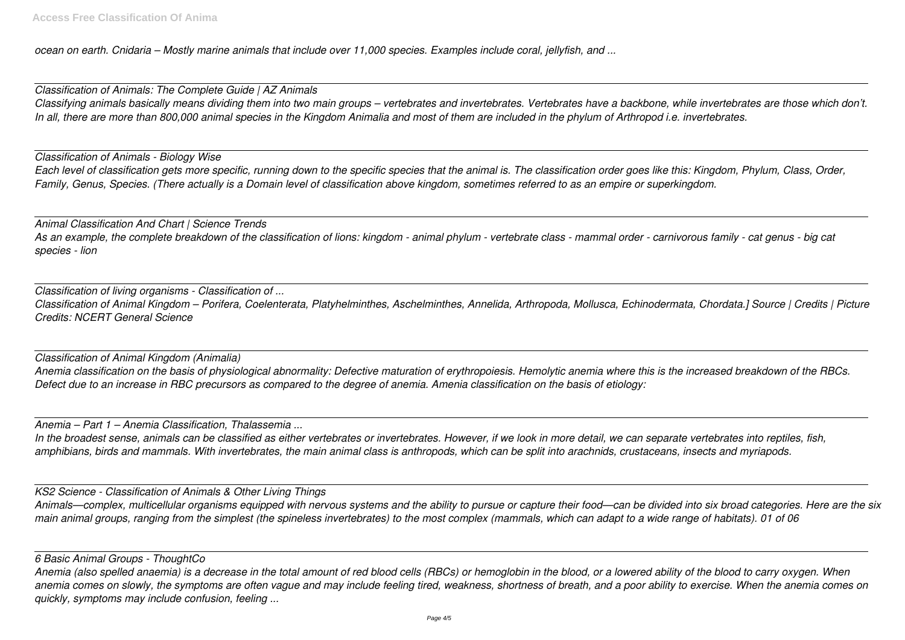*ocean on earth. Cnidaria – Mostly marine animals that include over 11,000 species. Examples include coral, jellyfish, and ...*

*Classification of Animals: The Complete Guide | AZ Animals*
*Classifying animals basically means dividing them into two main groups – vertebrates and invertebrates. Vertebrates have a backbone, while invertebrates are those which don't. In all, there are more than 800,000 animal species in the Kingdom Animalia and most of them are included in the phylum of Arthropod i.e. invertebrates.*

*Classification of Animals - Biology Wise*
*Each level of classification gets more specific, running down to the specific species that the animal is. The classification order goes like this: Kingdom, Phylum, Class, Order, Family, Genus, Species. (There actually is a Domain level of classification above kingdom, sometimes referred to as an empire or superkingdom.*

*Animal Classification And Chart | Science Trends*
*As an example, the complete breakdown of the classification of lions: kingdom - animal phylum - vertebrate class - mammal order - carnivorous family - cat genus - big cat species - lion*

*Classification of living organisms - Classification of ...*
*Classification of Animal Kingdom – Porifera, Coelenterata, Platyhelminthes, Aschelminthes, Annelida, Arthropoda, Mollusca, Echinodermata, Chordata.] Source | Credits | Picture Credits: NCERT General Science*

*Classification of Animal Kingdom (Animalia)*
*Anemia classification on the basis of physiological abnormality: Defective maturation of erythropoiesis. Hemolytic anemia where this is the increased breakdown of the RBCs. Defect due to an increase in RBC precursors as compared to the degree of anemia. Amenia classification on the basis of etiology:*

*Anemia – Part 1 – Anemia Classification, Thalassemia ...*
*In the broadest sense, animals can be classified as either vertebrates or invertebrates. However, if we look in more detail, we can separate vertebrates into reptiles, fish, amphibians, birds and mammals. With invertebrates, the main animal class is anthropods, which can be split into arachnids, crustaceans, insects and myriapods.*

*KS2 Science - Classification of Animals & Other Living Things*
*Animals—complex, multicellular organisms equipped with nervous systems and the ability to pursue or capture their food—can be divided into six broad categories. Here are the six main animal groups, ranging from the simplest (the spineless invertebrates) to the most complex (mammals, which can adapt to a wide range of habitats). 01 of 06*

*6 Basic Animal Groups - ThoughtCo*
*Anemia (also spelled anaemia) is a decrease in the total amount of red blood cells (RBCs) or hemoglobin in the blood, or a lowered ability of the blood to carry oxygen. When anemia comes on slowly, the symptoms are often vague and may include feeling tired, weakness, shortness of breath, and a poor ability to exercise. When the anemia comes on quickly, symptoms may include confusion, feeling ...*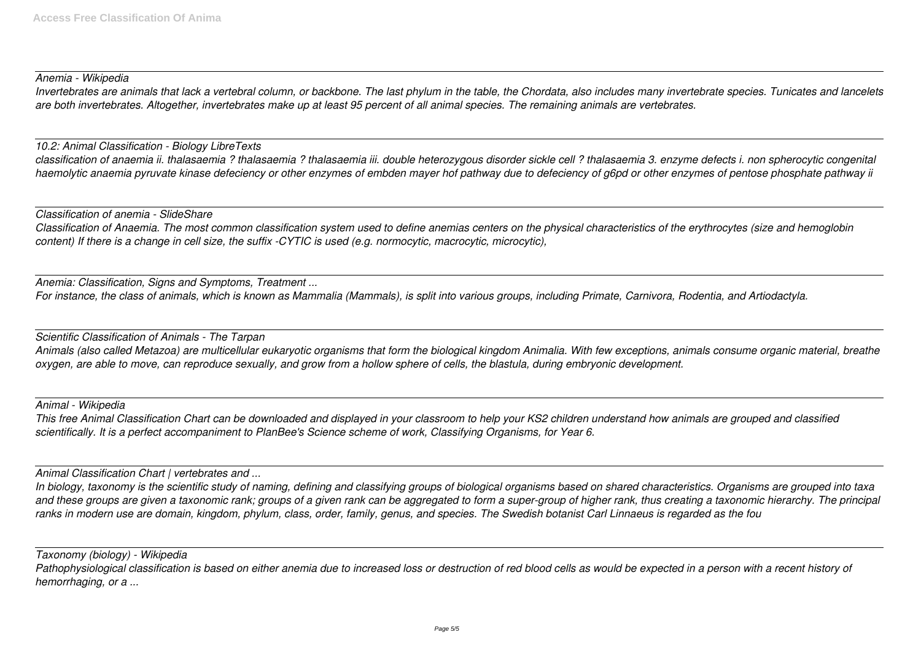*Anemia - Wikipedia*

*Invertebrates are animals that lack a vertebral column, or backbone. The last phylum in the table, the Chordata, also includes many invertebrate species. Tunicates and lancelets are both invertebrates. Altogether, invertebrates make up at least 95 percent of all animal species. The remaining animals are vertebrates.*

*10.2: Animal Classification - Biology LibreTexts*

*classification of anaemia ii. thalasaemia ? thalasaemia ? thalasaemia iii. double heterozygous disorder sickle cell ? thalasaemia 3. enzyme defects i. non spherocytic congenital haemolytic anaemia pyruvate kinase defeciency or other enzymes of embden mayer hof pathway due to defeciency of g6pd or other enzymes of pentose phosphate pathway ii*

*Classification of anemia - SlideShare*

*Classification of Anaemia. The most common classification system used to define anemias centers on the physical characteristics of the erythrocytes (size and hemoglobin content) If there is a change in cell size, the suffix -CYTIC is used (e.g. normocytic, macrocytic, microcytic),*

*Anemia: Classification, Signs and Symptoms, Treatment ...*

*For instance, the class of animals, which is known as Mammalia (Mammals), is split into various groups, including Primate, Carnivora, Rodentia, and Artiodactyla.*

*Scientific Classification of Animals - The Tarpan*

*Animals (also called Metazoa) are multicellular eukaryotic organisms that form the biological kingdom Animalia. With few exceptions, animals consume organic material, breathe oxygen, are able to move, can reproduce sexually, and grow from a hollow sphere of cells, the blastula, during embryonic development.*

*Animal - Wikipedia*

*This free Animal Classification Chart can be downloaded and displayed in your classroom to help your KS2 children understand how animals are grouped and classified scientifically. It is a perfect accompaniment to PlanBee's Science scheme of work, Classifying Organisms, for Year 6.*

*Animal Classification Chart | vertebrates and ...*

*In biology, taxonomy is the scientific study of naming, defining and classifying groups of biological organisms based on shared characteristics. Organisms are grouped into taxa and these groups are given a taxonomic rank; groups of a given rank can be aggregated to form a super-group of higher rank, thus creating a taxonomic hierarchy. The principal ranks in modern use are domain, kingdom, phylum, class, order, family, genus, and species. The Swedish botanist Carl Linnaeus is regarded as the fou*

*Taxonomy (biology) - Wikipedia*

*Pathophysiological classification is based on either anemia due to increased loss or destruction of red blood cells as would be expected in a person with a recent history of hemorrhaging, or a ...*